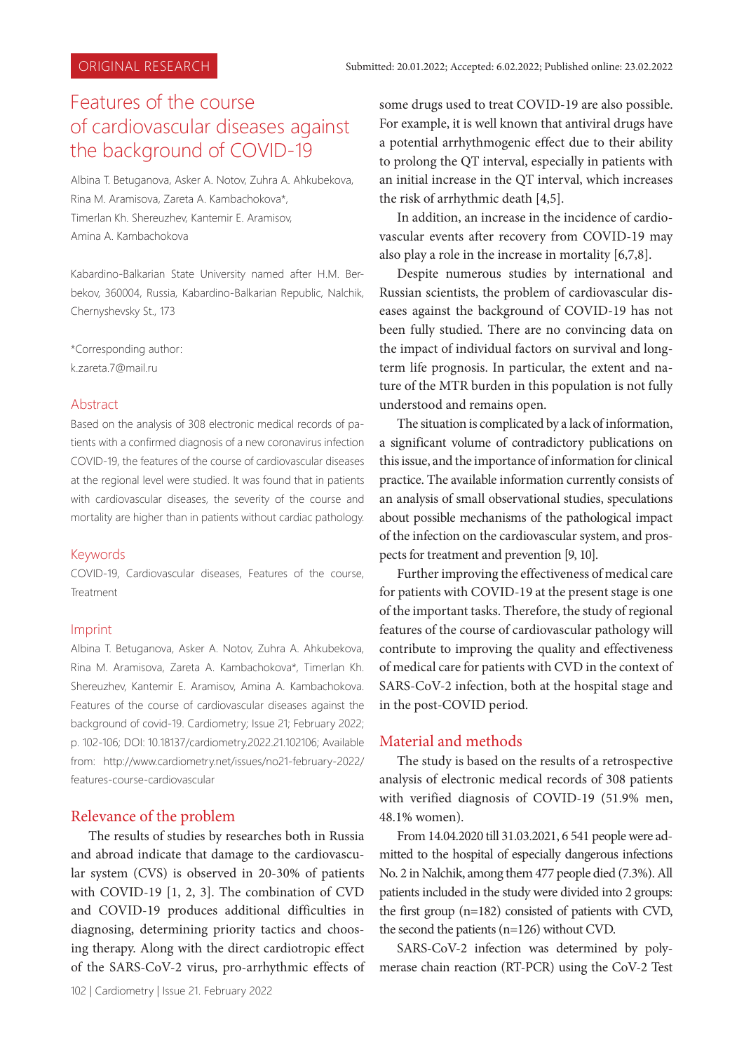ORIGINAL RESEARCH

Submitted: 20.01.2022; Accepted: 6.02.2022; Published online: 23.02.2022

# Features of the course of cardiovascular diseases against the background of COVID-19

Albina T. Betuganova, Asker A. Notov, Zuhra A. Ahkubekova, Rina M. Aramisova, Zareta A. Kambachokova*, Timerlan Kh. Shereuzhev, Kantemir E. Aramisov, Amina A. Kambachokova

Kabardino-Balkarian State University named after H.M. Berbekov, 360004, Russia, Kabardino-Balkarian Republic, Nalchik, Chernyshevsky St., 173

*Corresponding author: k.zareta.7@mail.ru

## Abstract

Based on the analysis of 308 electronic medical records of patients with a confirmed diagnosis of a new coronavirus infection COVID-19, the features of the course of cardiovascular diseases at the regional level were studied. It was found that in patients with cardiovascular diseases, the severity of the course and mortality are higher than in patients without cardiac pathology.

## Keywords

COVID-19, Cardiovascular diseases, Features of the course, Treatment

## Imprint

Albina T. Betuganova, Asker A. Notov, Zuhra A. Ahkubekova, Rina M. Aramisova, Zareta A. Kambachokova*, Timerlan Kh. Shereuzhev, Kantemir E. Aramisov, Amina A. Kambachokova. Features of the course of cardiovascular diseases against the background of covid-19. Cardiometry; Issue 21; February 2022; p. 102-106; DOI: 10.18137/cardiometry.2022.21.102106; Available from: http://www.cardiometry.net/issues/no21-february-2022/features-course-cardiovascular

## Relevance of the problem

The results of studies by researches both in Russia and abroad indicate that damage to the cardiovascular system (CVS) is observed in 20-30% of patients with COVID-19 [1, 2, 3]. The combination of CVD and COVID-19 produces additional difficulties in diagnosing, determining priority tactics and choosing therapy. Along with the direct cardiotropic effect of the SARS-CoV-2 virus, pro-arrhythmic effects of some drugs used to treat COVID-19 are also possible. For example, it is well known that antiviral drugs have a potential arrhythmogenic effect due to their ability to prolong the QT interval, especially in patients with an initial increase in the QT interval, which increases the risk of arrhythmic death [4,5].

In addition, an increase in the incidence of cardiovascular events after recovery from COVID-19 may also play a role in the increase in mortality [6,7,8].

Despite numerous studies by international and Russian scientists, the problem of cardiovascular diseases against the background of COVID-19 has not been fully studied. There are no convincing data on the impact of individual factors on survival and long-term life prognosis. In particular, the extent and nature of the MTR burden in this population is not fully understood and remains open.

The situation is complicated by a lack of information, a significant volume of contradictory publications on this issue, and the importance of information for clinical practice. The available information currently consists of an analysis of small observational studies, speculations about possible mechanisms of the pathological impact of the infection on the cardiovascular system, and prospects for treatment and prevention [9, 10].

Further improving the effectiveness of medical care for patients with COVID-19 at the present stage is one of the important tasks. Therefore, the study of regional features of the course of cardiovascular pathology will contribute to improving the quality and effectiveness of medical care for patients with CVD in the context of SARS-CoV-2 infection, both at the hospital stage and in the post-COVID period.

## Material and methods

The study is based on the results of a retrospective analysis of electronic medical records of 308 patients with verified diagnosis of COVID-19 (51.9% men, 48.1% women).

From 14.04.2020 till 31.03.2021, 6 541 people were admitted to the hospital of especially dangerous infections No. 2 in Nalchik, among them 477 people died (7.3%). All patients included in the study were divided into 2 groups: the first group (n=182) consisted of patients with CVD, the second the patients (n=126) without CVD.

SARS-CoV-2 infection was determined by polymerase chain reaction (RT-PCR) using the CoV-2 Test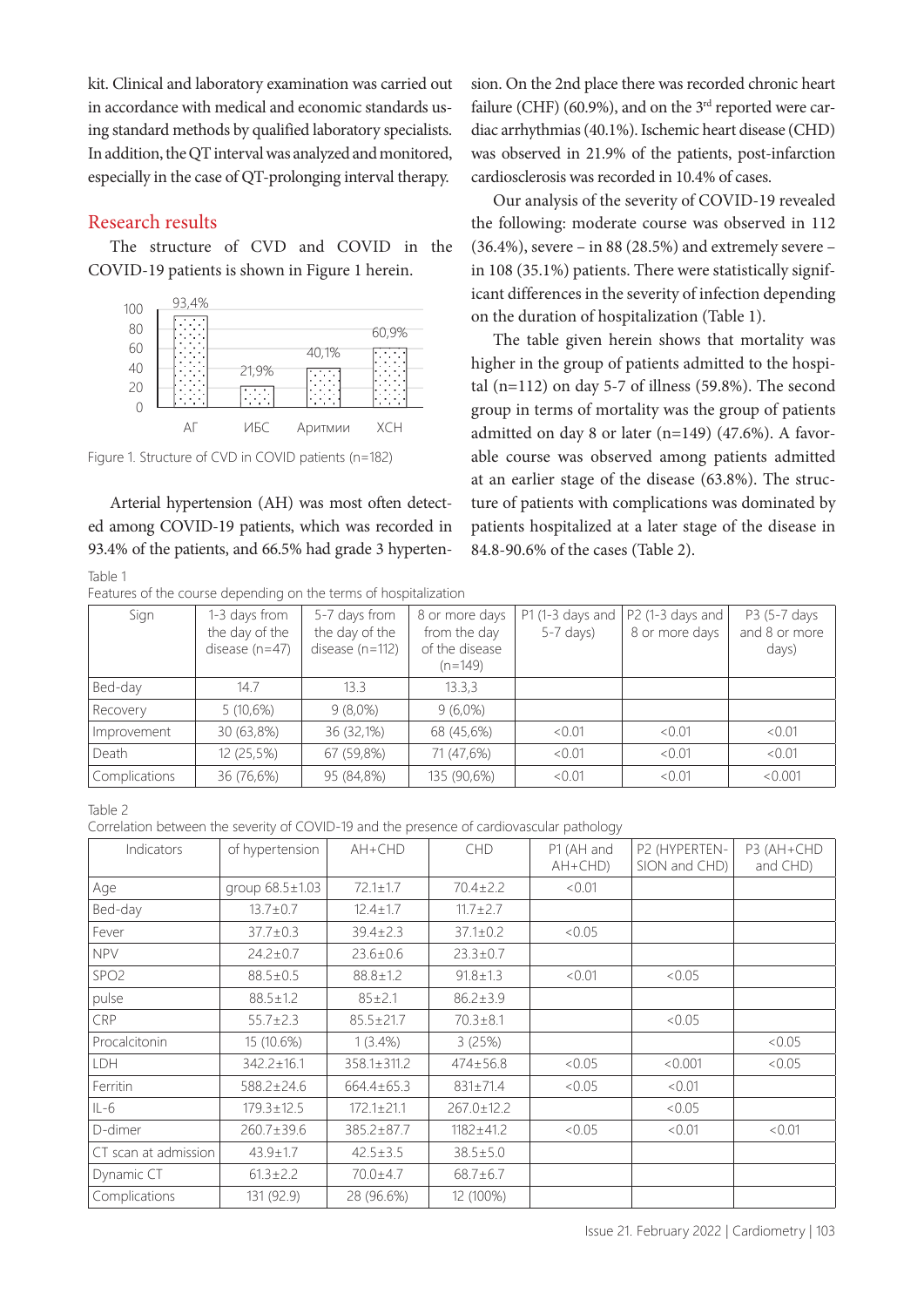kit. Clinical and laboratory examination was carried out in accordance with medical and economic standards using standard methods by qualified laboratory specialists. In addition, the QT interval was analyzed and monitored, especially in the case of QT-prolonging interval therapy.

## Research results

The structure of CVD and COVID in the COVID-19 patients is shown in Figure 1 herein.

| | АГ | ИБС | Аритмии | ХСН |
|---|---|---|---|---|
| % | 93,4% | 21,9% | 40,1% | 60,9% |

Figure 1. Structure of CVD in COVID patients (n=182)

Arterial hypertension (AH) was most often detected among COVID-19 patients, which was recorded in 93.4% of the patients, and 66.5% had grade 3 hypertension. On the 2nd place there was recorded chronic heart failure (CHF) (60.9%), and on the 3[rd] reported were cardiac arrhythmias (40.1%). Ischemic heart disease (CHD) was observed in 21.9% of the patients, post-infarction cardiosclerosis was recorded in 10.4% of cases.

Our analysis of the severity of COVID-19 revealed the following: moderate course was observed in 112 (36.4%), severe – in 88 (28.5%) and extremely severe – in 108 (35.1%) patients. There were statistically significant differences in the severity of infection depending on the duration of hospitalization (Table 1).

The table given herein shows that mortality was higher in the group of patients admitted to the hospital (n=112) on day 5-7 of illness (59.8%). The second group in terms of mortality was the group of patients admitted on day 8 or later (n=149) (47.6%). A favorable course was observed among patients admitted at an earlier stage of the disease (63.8%). The structure of patients with complications was dominated by patients hospitalized at a later stage of the disease in 84.8-90.6% of the cases (Table 2).

Table 1

Features of the course depending on the terms of hospitalization

| Sign | 1-3 days from the day of the disease (n=47) | 5-7 days from the day of the disease (n=112) | 8 or more days from the day of the disease (n=149) | P1 (1-3 days and 5-7 days) | P2 (1-3 days and 8 or more days | P3 (5-7 days and 8 or more days) |
|---|---|---|---|---|---|---|
| Bed-day | 14.7 | 13.3 | 13.3,3 | | | |
| Recovery | 5 (10,6%) | 9 (8,0%) | 9 (6,0%) | | | |
| Improvement | 30 (63,8%) | 36 (32,1%) | 68 (45,6%) | <0.01 | <0.01 | <0.01 |
| Death | 12 (25,5%) | 67 (59,8%) | 71 (47,6%) | <0.01 | <0.01 | <0.01 |
| Complications | 36 (76,6%) | 95 (84,8%) | 135 (90,6%) | <0.01 | <0.01 | <0.001 |

Table 2

Correlation between the severity of COVID-19 and the presence of cardiovascular pathology

| Indicators | of hypertension | AH+CHD | CHD | P1 (AH and AH+CHD) | P2 (HYPERTENSION and CHD) | P3 (AH+CHD and CHD) |
|---|---|---|---|---|---|---|
| Age | group 68.5±1.03 | 72.1±1.7 | 70.4±2.2 | <0.01 | | |
| Bed-day | 13.7±0.7 | 12.4±1.7 | 11.7±2.7 | | | |
| Fever | 37.7±0.3 | 39.4±2.3 | 37.1±0.2 | <0.05 | | |
| NPV | 24.2±0.7 | 23.6±0.6 | 23.3±0.7 | | | |
| SPO2 | 88.5±0.5 | 88.8±1.2 | 91.8±1.3 | <0.01 | <0.05 | |
| pulse | 88.5±1.2 | 85±2.1 | 86.2±3.9 | | | |
| CRP | 55.7±2.3 | 85.5±21.7 | 70.3±8.1 | | <0.05 | |
| Procalcitonin | 15 (10.6%) | 1 (3.4%) | 3 (25%) | | | <0.05 |
| LDH | 342.2±16.1 | 358.1±311.2 | 474±56.8 | <0.05 | <0.001 | <0.05 |
| Ferritin | 588.2±24.6 | 664.4±65.3 | 831±71.4 | <0.05 | <0.01 | |
| IL-6 | 179.3±12.5 | 172.1±21.1 | 267.0±12.2 | | <0.05 | |
| D-dimer | 260.7±39.6 | 385.2±87.7 | 1182±41.2 | <0.05 | <0.01 | <0.01 |
| CT scan at admission | 43.9±1.7 | 42.5±3.5 | 38.5±5.0 | | | |
| Dynamic CT | 61.3±2.2 | 70.0±4.7 | 68.7±6.7 | | | |
| Complications | 131 (92.9) | 28 (96.6%) | 12 (100%) | | | |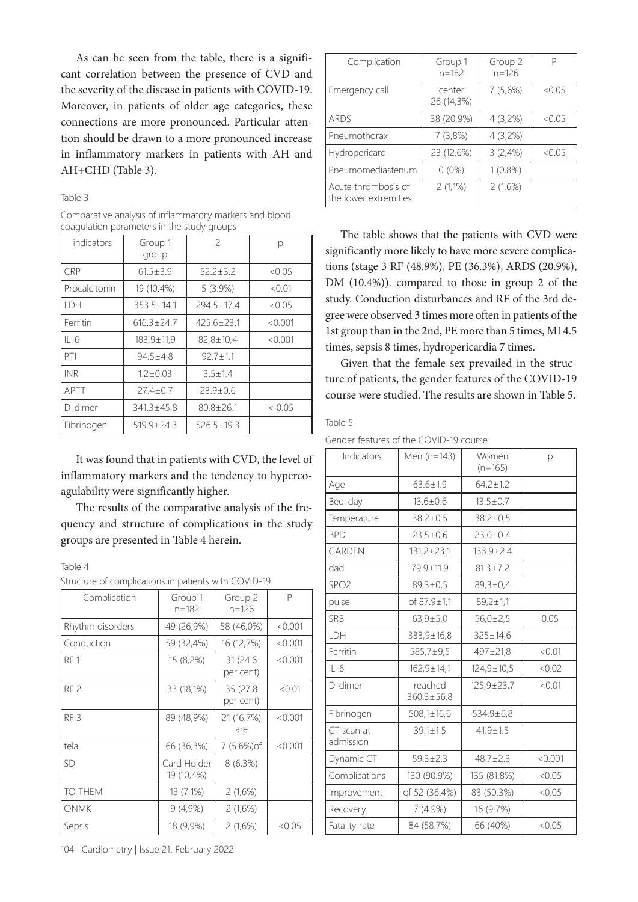As can be seen from the table, there is a significant correlation between the presence of CVD and the severity of the disease in patients with COVID-19. Moreover, in patients of older age categories, these connections are more pronounced. Particular attention should be drawn to a more pronounced increase in inflammatory markers in patients with AH and AH+CHD (Table 3).

Table 3

Comparative analysis of inflammatory markers and blood coagulation parameters in the study groups

| indicators | Group 1 group | 2 | p |
|---|---|---|---|
| CRP | 61.5±3.9 | 52.2±3.2 | <0.05 |
| Procalcitonin | 19 (10.4%) | 5 (3.9%) | <0.01 |
| LDH | 353.5±14.1 | 294.5±17.4 | <0.05 |
| Ferritin | 616.3±24.7 | 425.6±23.1 | <0.001 |
| IL-6 | 183,9±11,9 | 82,8±10,4 | <0.001 |
| PTI | 94.5±4.8 | 92.7±1.1 | |
| INR | 1.2±0.03 | 3.5±1.4 | |
| APTT | 27.4±0.7 | 23.9±0.6 | |
| D-dimer | 341.3±45.8 | 80.8±26.1 | < 0.05 |
| Fibrinogen | 519.9±24.3 | 526.5±19.3 | |

It was found that in patients with CVD, the level of inflammatory markers and the tendency to hypercoagulability were significantly higher.

The results of the comparative analysis of the frequency and structure of complications in the study groups are presented in Table 4 herein.

Table 4

Structure of complications in patients with COVID-19

| Complication | Group 1 n=182 | Group 2 n=126 | P |
|---|---|---|---|
| Rhythm disorders | 49 (26,9%) | 58 (46,0%) | <0.001 |
| Conduction | 59 (32,4%) | 16 (12,7%) | <0.001 |
| RF 1 | 15 (8,2%) | 31 (24.6 per cent) | <0.001 |
| RF 2 | 33 (18,1%) | 35 (27.8 per cent) | <0.01 |
| RF 3 | 89 (48,9%) | 21 (16.7%) are | <0.001 |
| tela | 66 (36,3%) | 7 (5.6%)of | <0.001 |
| SD | Card Holder 19 (10,4%) | 8 (6,3%) | |
| TO THEM | 13 (7,1%) | 2 (1,6%) | |
| ONMK | 9 (4,9%) | 2 (1,6%) | |
| Sepsis | 18 (9,9%) | 2 (1,6%) | <0.05 |
| Emergency call | center 26 (14,3%) | 7 (5,6%) | <0.05 |
| ARDS | 38 (20,9%) | 4 (3,2%) | <0.05 |
| Pneumothorax | 7 (3,8%) | 4 (3,2%) | |
| Hydropericard | 23 (12,6%) | 3 (2,4%) | <0.05 |
| Pneumomediastenum | 0 (0%) | 1 (0,8%) | |
| Acute thrombosis of the lower extremities | 2 (1,1%) | 2 (1,6%) | |

The table shows that the patients with CVD were significantly more likely to have more severe complications (stage 3 RF (48.9%), PE (36.3%), ARDS (20.9%), DM (10.4%)). compared to those in group 2 of the study. Conduction disturbances and RF of the 3rd degree were observed 3 times more often in patients of the 1st group than in the 2nd, PE more than 5 times, MI 4.5 times, sepsis 8 times, hydropericardia 7 times.

Given that the female sex prevailed in the structure of patients, the gender features of the COVID-19 course were studied. The results are shown in Table 5.

Table 5

Gender features of the COVID-19 course

| Indicators | Men (n=143) | Women (n=165) | p |
|---|---|---|---|
| Age | 63.6±1.9 | 64.2±1.2 | |
| Bed-day | 13.6±0.6 | 13.5±0.7 | |
| Temperature | 38.2±0.5 | 38.2±0.5 | |
| BPD | 23.5±0.6 | 23.0±0.4 | |
| GARDEN | 131.2±23.1 | 133.9±2.4 | |
| dad | 79.9±11.9 | 81.3±7.2 | |
| SPO2 | 89,3±0,5 | 89,3±0,4 | |
| pulse | of 87.9±1,1 | 89,2±1,1 | |
| SRB | 63,9±5,0 | 56,0±2,5 | 0.05 |
| LDH | 333,9±16,8 | 325±14,6 | |
| Ferritin | 585,7±9,5 | 497±21,8 | <0.01 |
| IL-6 | 162,9±14,1 | 124,9±10,5 | <0.02 |
| D-dimer | reached 360.3±56,8 | 125,9±23,7 | <0.01 |
| Fibrinogen | 508,1±16,6 | 534,9±6,8 | |
| CT scan at admission | 39.1±1.5 | 41.9±1.5 | |
| Dynamic CT | 59.3±2.3 | 48.7±2.3 | <0.001 |
| Complications | 130 (90.9%) | 135 (81.8%) | <0.05 |
| Improvement | of 52 (36.4%) | 83 (50.3%) | <0.05 |
| Recovery | 7 (4.9%) | 16 (9.7%) | |
| Fatality rate | 84 (58.7%) | 66 (40%) | <0.05 |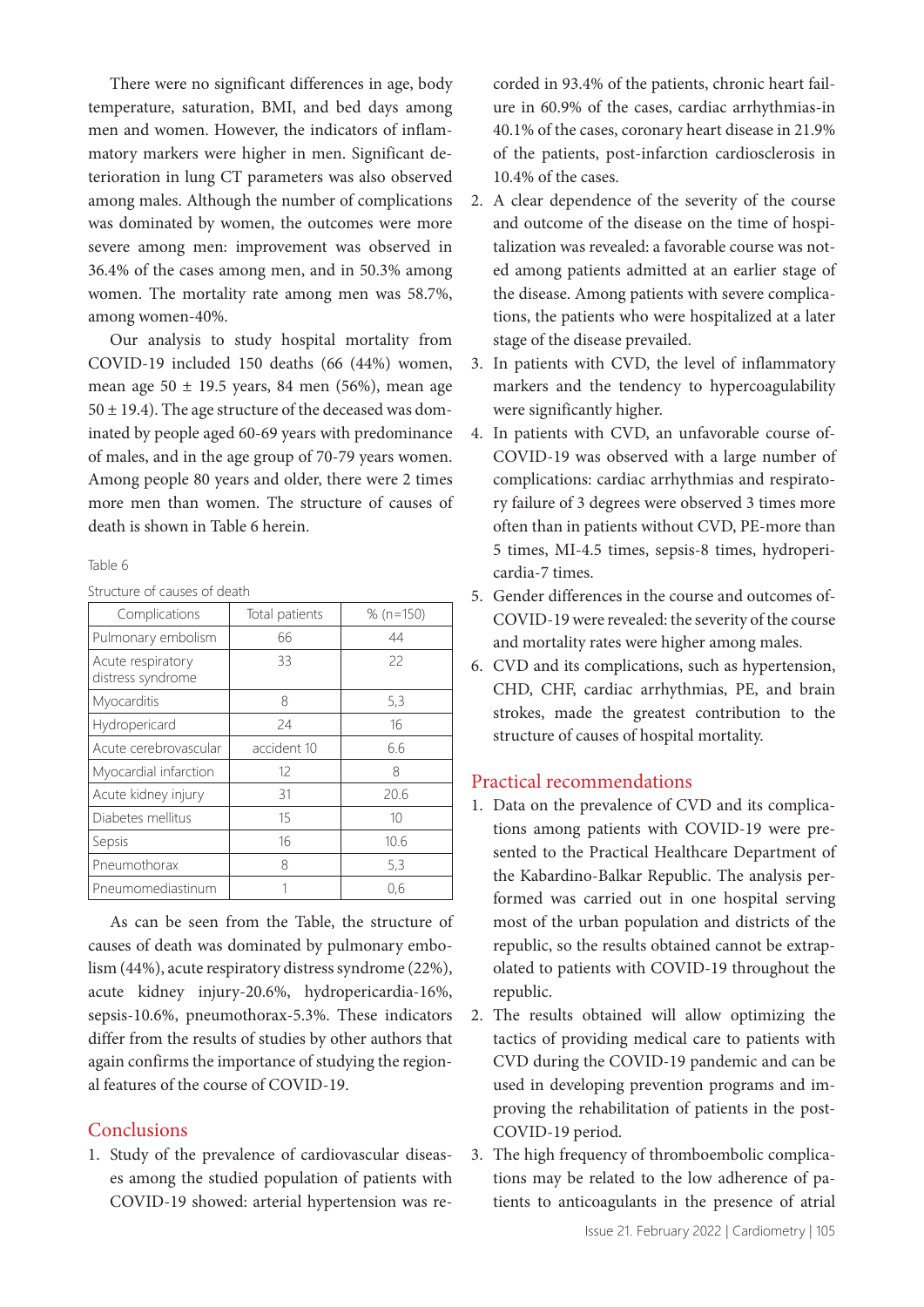There were no significant differences in age, body temperature, saturation, BMI, and bed days among men and women. However, the indicators of inflammatory markers were higher in men. Significant deterioration in lung CT parameters was also observed among males. Although the number of complications was dominated by women, the outcomes were more severe among men: improvement was observed in 36.4% of the cases among men, and in 50.3% among women. The mortality rate among men was 58.7%, among women-40%.

Our analysis to study hospital mortality from COVID-19 included 150 deaths (66 (44%) women, mean age 50 ± 19.5 years, 84 men (56%), mean age 50 ± 19.4). The age structure of the deceased was dominated by people aged 60-69 years with predominance of males, and in the age group of 70-79 years women. Among people 80 years and older, there were 2 times more men than women. The structure of causes of death is shown in Table 6 herein.

Table 6

Structure of causes of death

| Complications | Total patients | % (n=150) |
|---|---|---|
| Pulmonary embolism | 66 | 44 |
| Acute respiratory distress syndrome | 33 | 22 |
| Myocarditis | 8 | 5,3 |
| Hydropericard | 24 | 16 |
| Acute cerebrovascular | accident 10 | 6.6 |
| Myocardial infarction | 12 | 8 |
| Acute kidney injury | 31 | 20.6 |
| Diabetes mellitus | 15 | 10 |
| Sepsis | 16 | 10.6 |
| Pneumothorax | 8 | 5,3 |
| Pneumomediastinum | 1 | 0,6 |

As can be seen from the Table, the structure of causes of death was dominated by pulmonary embolism (44%), acute respiratory distress syndrome (22%), acute kidney injury-20.6%, hydropericardia-16%, sepsis-10.6%, pneumothorax-5.3%. These indicators differ from the results of studies by other authors that again confirms the importance of studying the regional features of the course of COVID-19.

## Conclusions

1. Study of the prevalence of cardiovascular diseases among the studied population of patients with COVID-19 showed: arterial hypertension was recorded in 93.4% of the patients, chronic heart failure in 60.9% of the cases, cardiac arrhythmias-in 40.1% of the cases, coronary heart disease in 21.9% of the patients, post-infarction cardiosclerosis in 10.4% of the cases.
2. A clear dependence of the severity of the course and outcome of the disease on the time of hospitalization was revealed: a favorable course was noted among patients admitted at an earlier stage of the disease. Among patients with severe complications, the patients who were hospitalized at a later stage of the disease prevailed.
3. In patients with CVD, the level of inflammatory markers and the tendency to hypercoagulability were significantly higher.
4. In patients with CVD, an unfavorable course of-COVID-19 was observed with a large number of complications: cardiac arrhythmias and respiratory failure of 3 degrees were observed 3 times more often than in patients without CVD, PE-more than 5 times, MI-4.5 times, sepsis-8 times, hydropericardia-7 times.
5. Gender differences in the course and outcomes of-COVID-19 were revealed: the severity of the course and mortality rates were higher among males.
6. CVD and its complications, such as hypertension, CHD, CHF, cardiac arrhythmias, PE, and brain strokes, made the greatest contribution to the structure of causes of hospital mortality.

## Practical recommendations

1. Data on the prevalence of CVD and its complications among patients with COVID-19 were presented to the Practical Healthcare Department of the Kabardino-Balkar Republic. The analysis performed was carried out in one hospital serving most of the urban population and districts of the republic, so the results obtained cannot be extrapolated to patients with COVID-19 throughout the republic.
2. The results obtained will allow optimizing the tactics of providing medical care to patients with CVD during the COVID-19 pandemic and can be used in developing prevention programs and improving the rehabilitation of patients in the post-COVID-19 period.
3. The high frequency of thromboembolic complications may be related to the low adherence of patients to anticoagulants in the presence of atrial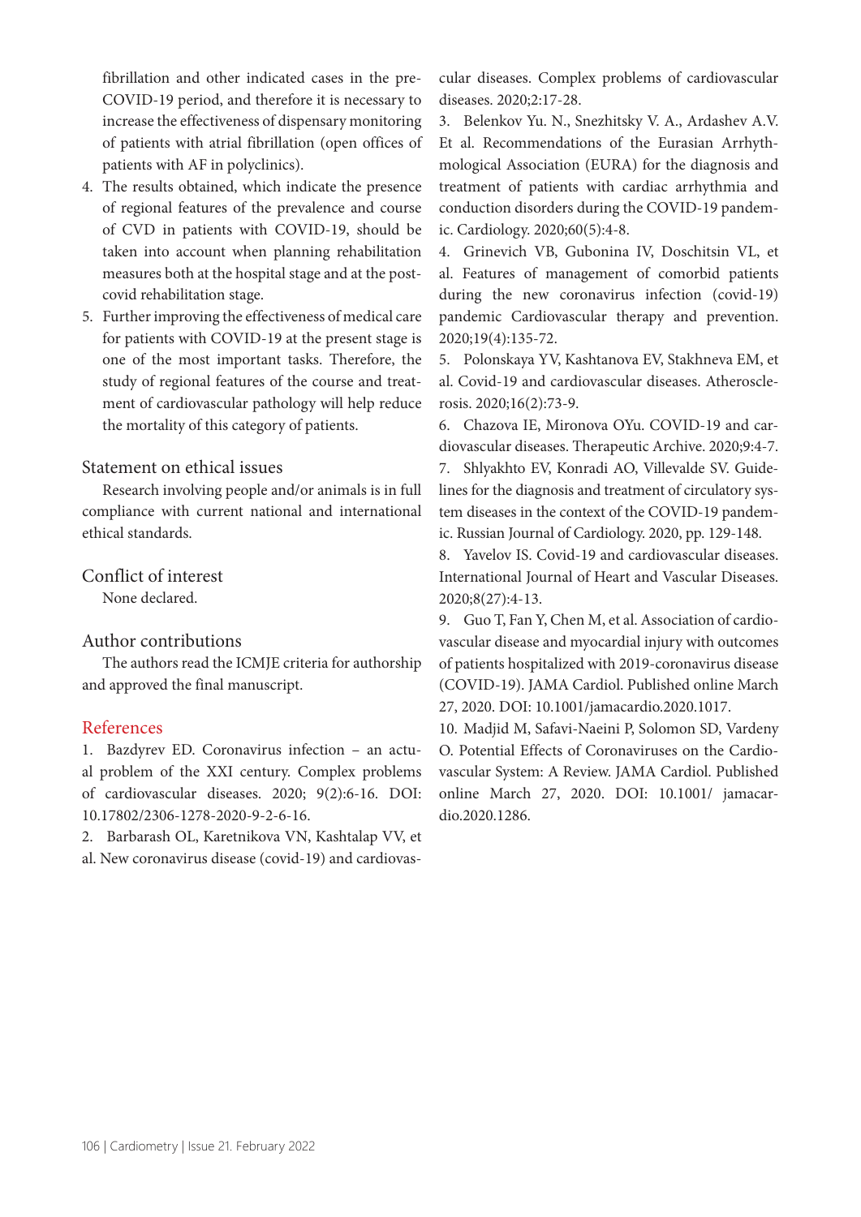fibrillation and other indicated cases in the pre-COVID-19 period, and therefore it is necessary to increase the effectiveness of dispensary monitoring of patients with atrial fibrillation (open offices of patients with AF in polyclinics).

4. The results obtained, which indicate the presence of regional features of the prevalence and course of CVD in patients with COVID-19, should be taken into account when planning rehabilitation measures both at the hospital stage and at the post-covid rehabilitation stage.
5. Further improving the effectiveness of medical care for patients with COVID-19 at the present stage is one of the most important tasks. Therefore, the study of regional features of the course and treatment of cardiovascular pathology will help reduce the mortality of this category of patients.

## Statement on ethical issues

Research involving people and/or animals is in full compliance with current national and international ethical standards.

## Conflict of interest

None declared.

## Author contributions

The authors read the ICMJE criteria for authorship and approved the final manuscript.

## References

1. Bazdyrev ED. Coronavirus infection – an actual problem of the XXI century. Complex problems of cardiovascular diseases. 2020; 9(2):6-16. DOI: 10.17802/2306-1278-2020-9-2-6-16.
2. Barbarash OL, Karetnikova VN, Kashtalap VV, et al. New coronavirus disease (covid-19) and cardiovascular diseases. Complex problems of cardiovascular diseases. 2020;2:17-28.
3. Belenkov Yu. N., Snezhitsky V. A., Ardashev A.V. Et al. Recommendations of the Eurasian Arrhythmological Association (EURA) for the diagnosis and treatment of patients with cardiac arrhythmia and conduction disorders during the COVID-19 pandemic. Cardiology. 2020;60(5):4-8.
4. Grinevich VB, Gubonina IV, Doschitsin VL, et al. Features of management of comorbid patients during the new coronavirus infection (covid-19) pandemic Cardiovascular therapy and prevention. 2020;19(4):135-72.
5. Polonskaya YV, Kashtanova EV, Stakhneva EM, et al. Covid-19 and cardiovascular diseases. Atherosclerosis. 2020;16(2):73-9.
6. Chazova IE, Mironova OYu. COVID-19 and cardiovascular diseases. Therapeutic Archive. 2020;9:4-7.
7. Shlyakhto EV, Konradi AO, Villevalde SV. Guidelines for the diagnosis and treatment of circulatory system diseases in the context of the COVID-19 pandemic. Russian Journal of Cardiology. 2020, pp. 129-148.
8. Yavelov IS. Covid-19 and cardiovascular diseases. International Journal of Heart and Vascular Diseases. 2020;8(27):4-13.
9. Guo T, Fan Y, Chen M, et al. Association of cardiovascular disease and myocardial injury with outcomes of patients hospitalized with 2019-coronavirus disease (COVID-19). JAMA Cardiol. Published online March 27, 2020. DOI: 10.1001/jamacardio.2020.1017.
10. Madjid M, Safavi-Naeini P, Solomon SD, Vardeny O. Potential Effects of Coronaviruses on the Cardiovascular System: A Review. JAMA Cardiol. Published online March 27, 2020. DOI: 10.1001/ jamacardio.2020.1286.